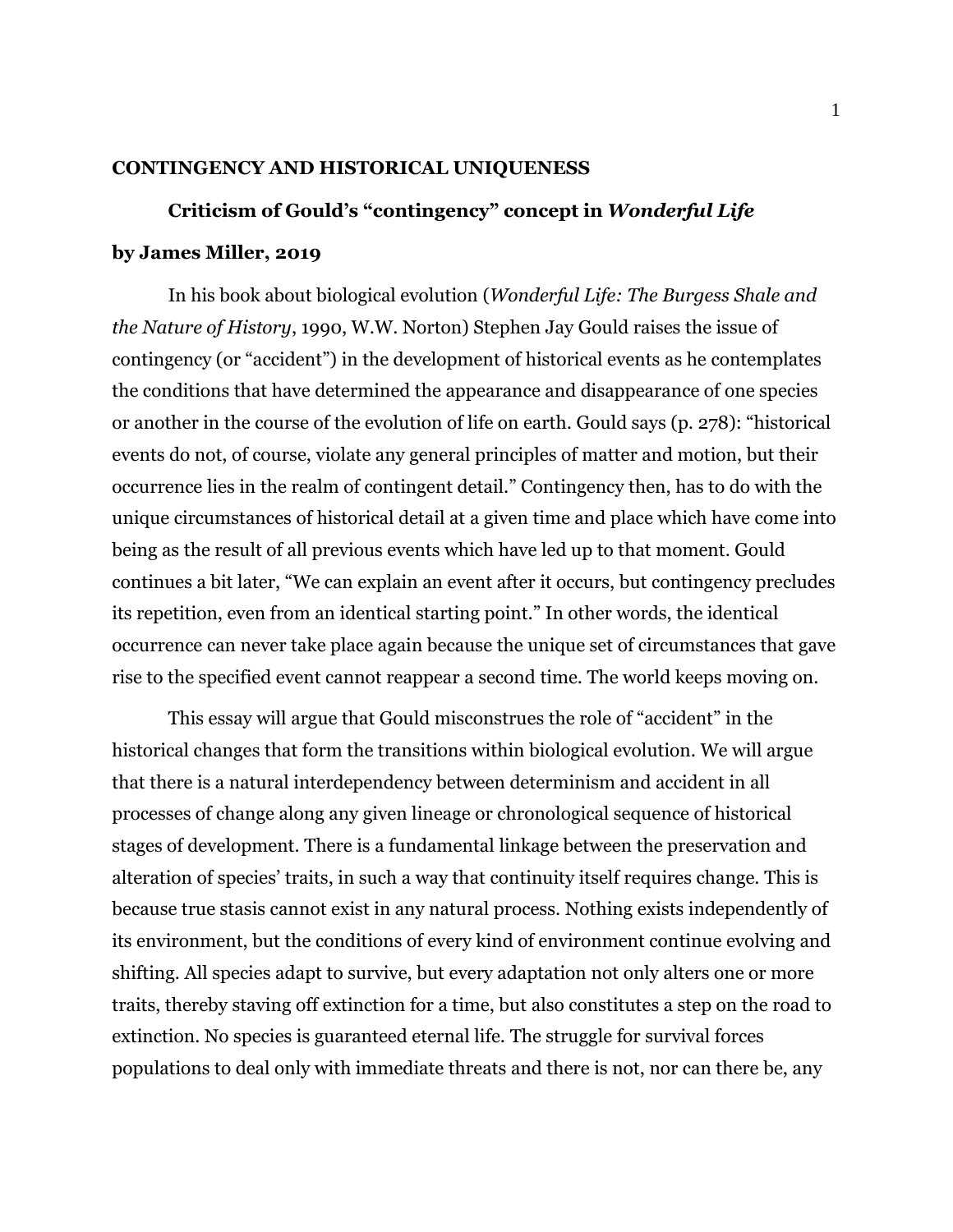# CONTINGENCY AND HISTORICAL UNIQUENESS

## Criticism of Gould's "contingency" concept in *Wonderful Life*

**by James Miller, 2019**

In his book about biological evolution (*Wonderful Life: The Burgess Shale and the Nature of History*, 1990, W.W. Norton) Stephen Jay Gould raises the issue of contingency (or "accident") in the development of historical events as he contemplates the conditions that have determined the appearance and disappearance of one species or another in the course of the evolution of life on earth. Gould says (p. 278): "historical events do not, of course, violate any general principles of matter and motion, but their occurrence lies in the realm of contingent detail." Contingency then, has to do with the unique circumstances of historical detail at a given time and place which have come into being as the result of all previous events which have led up to that moment. Gould continues a bit later, "We can explain an event after it occurs, but contingency precludes its repetition, even from an identical starting point." In other words, the identical occurrence can never take place again because the unique set of circumstances that gave rise to the specified event cannot reappear a second time. The world keeps moving on.

This essay will argue that Gould misconstrues the role of "accident" in the historical changes that form the transitions within biological evolution. We will argue that there is a natural interdependency between determinism and accident in all processes of change along any given lineage or chronological sequence of historical stages of development. There is a fundamental linkage between the preservation and alteration of species' traits, in such a way that continuity itself requires change. This is because true stasis cannot exist in any natural process. Nothing exists independently of its environment, but the conditions of every kind of environment continue evolving and shifting. All species adapt to survive, but every adaptation not only alters one or more traits, thereby staving off extinction for a time, but also constitutes a step on the road to extinction. No species is guaranteed eternal life. The struggle for survival forces populations to deal only with immediate threats and there is not, nor can there be, any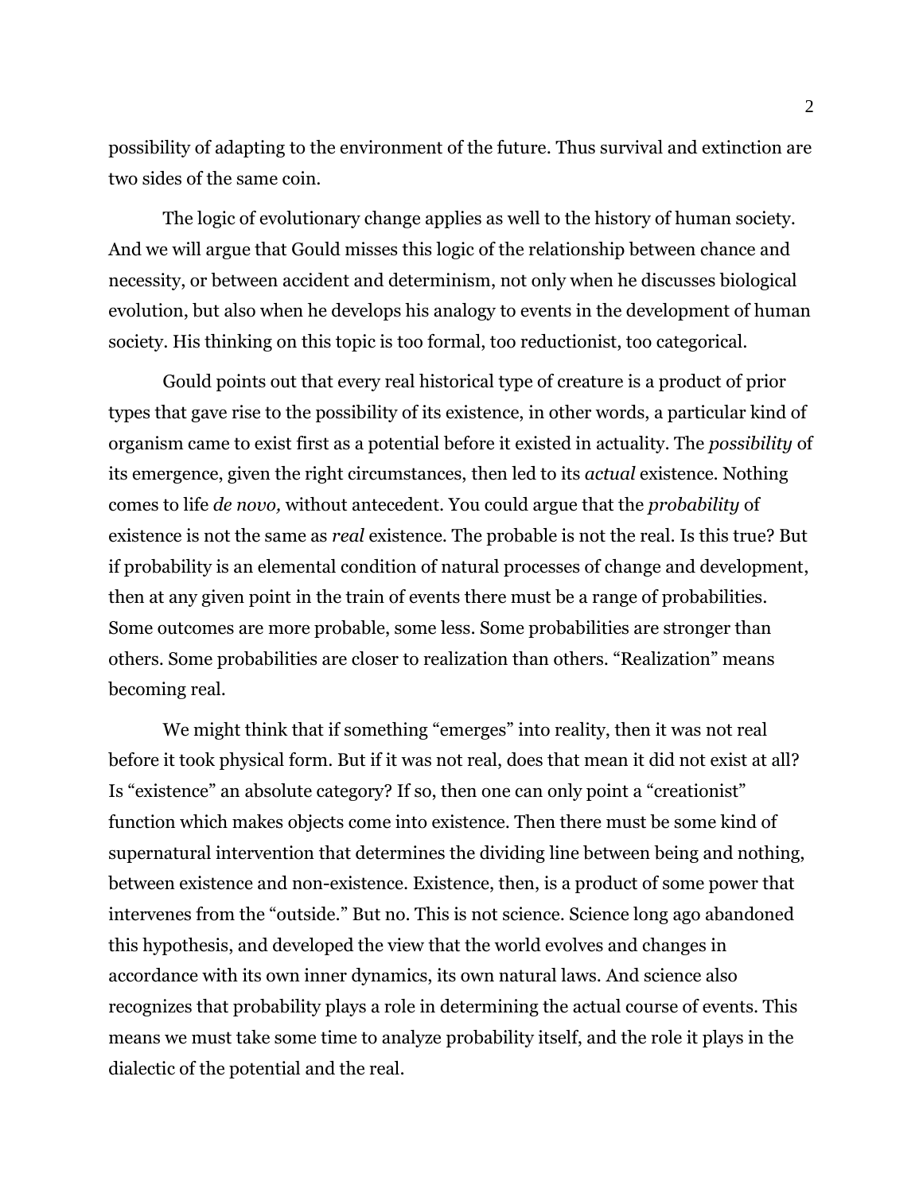possibility of adapting to the environment of the future. Thus survival and extinction are two sides of the same coin.

The logic of evolutionary change applies as well to the history of human society. And we will argue that Gould misses this logic of the relationship between chance and necessity, or between accident and determinism, not only when he discusses biological evolution, but also when he develops his analogy to events in the development of human society. His thinking on this topic is too formal, too reductionist, too categorical.

Gould points out that every real historical type of creature is a product of prior types that gave rise to the possibility of its existence, in other words, a particular kind of organism came to exist first as a potential before it existed in actuality. The *possibility* of its emergence, given the right circumstances, then led to its *actual* existence. Nothing comes to life *de novo,* without antecedent. You could argue that the *probability* of existence is not the same as *real* existence. The probable is not the real. Is this true? But if probability is an elemental condition of natural processes of change and development, then at any given point in the train of events there must be a range of probabilities. Some outcomes are more probable, some less. Some probabilities are stronger than others. Some probabilities are closer to realization than others. "Realization" means becoming real.

We might think that if something "emerges" into reality, then it was not real before it took physical form. But if it was not real, does that mean it did not exist at all? Is "existence" an absolute category? If so, then one can only point a "creationist" function which makes objects come into existence. Then there must be some kind of supernatural intervention that determines the dividing line between being and nothing, between existence and non-existence. Existence, then, is a product of some power that intervenes from the "outside." But no. This is not science. Science long ago abandoned this hypothesis, and developed the view that the world evolves and changes in accordance with its own inner dynamics, its own natural laws. And science also recognizes that probability plays a role in determining the actual course of events. This means we must take some time to analyze probability itself, and the role it plays in the dialectic of the potential and the real.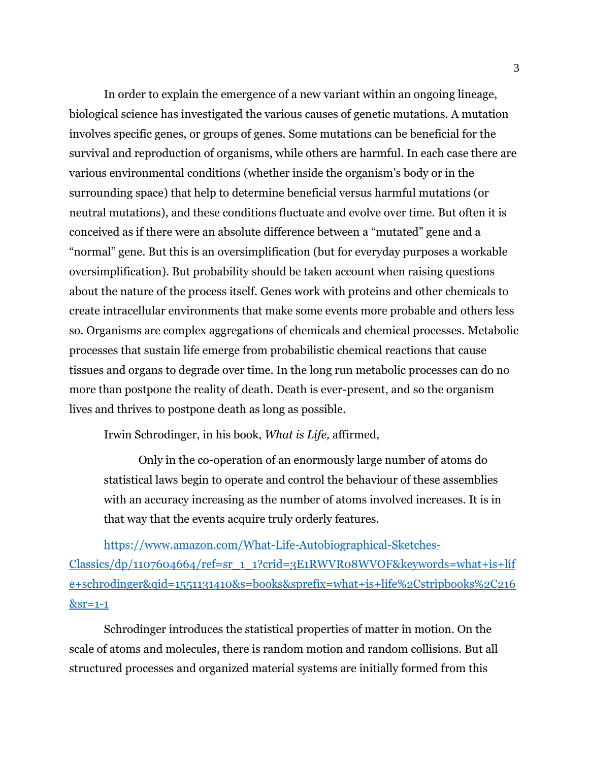In order to explain the emergence of a new variant within an ongoing lineage, biological science has investigated the various causes of genetic mutations. A mutation involves specific genes, or groups of genes. Some mutations can be beneficial for the survival and reproduction of organisms, while others are harmful. In each case there are various environmental conditions (whether inside the organism's body or in the surrounding space) that help to determine beneficial versus harmful mutations (or neutral mutations), and these conditions fluctuate and evolve over time. But often it is conceived as if there were an absolute difference between a "mutated" gene and a "normal" gene. But this is an oversimplification (but for everyday purposes a workable oversimplification). But probability should be taken account when raising questions about the nature of the process itself. Genes work with proteins and other chemicals to create intracellular environments that make some events more probable and others less so. Organisms are complex aggregations of chemicals and chemical processes. Metabolic processes that sustain life emerge from probabilistic chemical reactions that cause tissues and organs to degrade over time. In the long run metabolic processes can do no more than postpone the reality of death. Death is ever-present, and so the organism lives and thrives to postpone death as long as possible.

Irwin Schrodinger, in his book, *What is Life,* affirmed,

> Only in the co-operation of an enormously large number of atoms do statistical laws begin to operate and control the behaviour of these assemblies with an accuracy increasing as the number of atoms involved increases. It is in that way that the events acquire truly orderly features.

https://www.amazon.com/What-Life-Autobiographical-Sketches-Classics/dp/1107604664/ref=sr_1_1?crid=3E1RWVR08WVOF&keywords=what+is+life+schrodinger&qid=1551131410&s=books&sprefix=what+is+life%2Cstripbooks%2C216&sr=1-1

Schrodinger introduces the statistical properties of matter in motion. On the scale of atoms and molecules, there is random motion and random collisions. But all structured processes and organized material systems are initially formed from this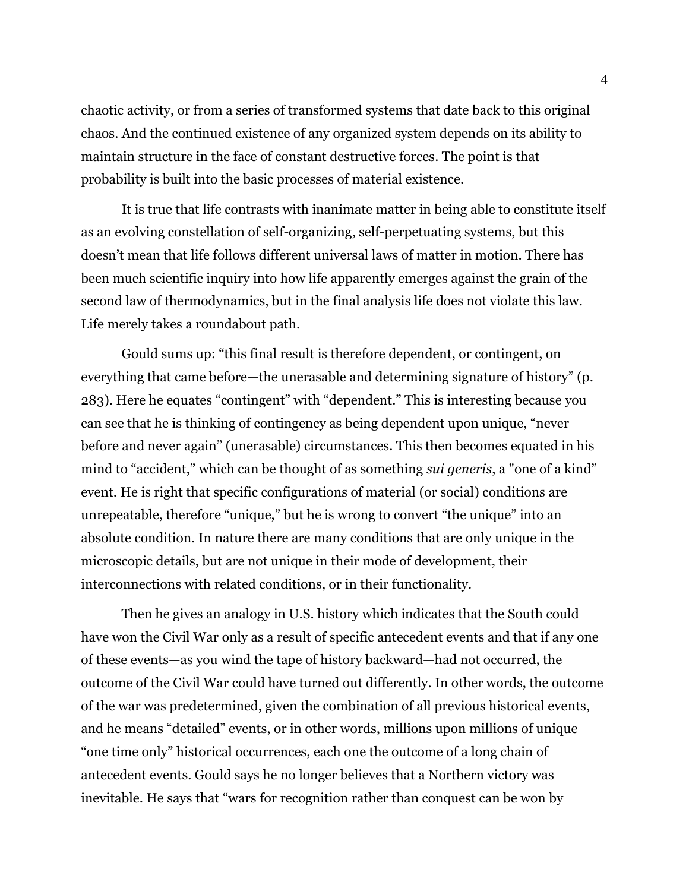chaotic activity, or from a series of transformed systems that date back to this original chaos. And the continued existence of any organized system depends on its ability to maintain structure in the face of constant destructive forces. The point is that probability is built into the basic processes of material existence.

It is true that life contrasts with inanimate matter in being able to constitute itself as an evolving constellation of self-organizing, self-perpetuating systems, but this doesn't mean that life follows different universal laws of matter in motion. There has been much scientific inquiry into how life apparently emerges against the grain of the second law of thermodynamics, but in the final analysis life does not violate this law. Life merely takes a roundabout path.

Gould sums up: "this final result is therefore dependent, or contingent, on everything that came before—the unerasable and determining signature of history" (p. 283). Here he equates "contingent" with "dependent." This is interesting because you can see that he is thinking of contingency as being dependent upon unique, "never before and never again" (unerasable) circumstances. This then becomes equated in his mind to "accident," which can be thought of as something *sui generis*, a "one of a kind" event. He is right that specific configurations of material (or social) conditions are unrepeatable, therefore "unique," but he is wrong to convert "the unique" into an absolute condition. In nature there are many conditions that are only unique in the microscopic details, but are not unique in their mode of development, their interconnections with related conditions, or in their functionality.

Then he gives an analogy in U.S. history which indicates that the South could have won the Civil War only as a result of specific antecedent events and that if any one of these events—as you wind the tape of history backward—had not occurred, the outcome of the Civil War could have turned out differently. In other words, the outcome of the war was predetermined, given the combination of all previous historical events, and he means "detailed" events, or in other words, millions upon millions of unique "one time only" historical occurrences, each one the outcome of a long chain of antecedent events. Gould says he no longer believes that a Northern victory was inevitable. He says that "wars for recognition rather than conquest can be won by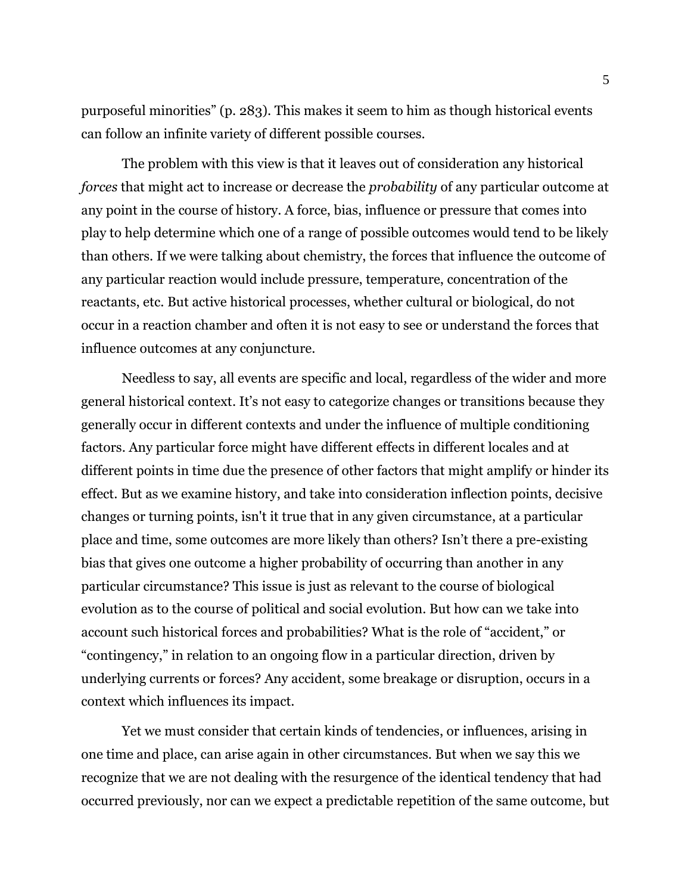purposeful minorities" (p. 283). This makes it seem to him as though historical events can follow an infinite variety of different possible courses.

The problem with this view is that it leaves out of consideration any historical *forces* that might act to increase or decrease the *probability* of any particular outcome at any point in the course of history. A force, bias, influence or pressure that comes into play to help determine which one of a range of possible outcomes would tend to be likely than others. If we were talking about chemistry, the forces that influence the outcome of any particular reaction would include pressure, temperature, concentration of the reactants, etc. But active historical processes, whether cultural or biological, do not occur in a reaction chamber and often it is not easy to see or understand the forces that influence outcomes at any conjuncture.

Needless to say, all events are specific and local, regardless of the wider and more general historical context. It's not easy to categorize changes or transitions because they generally occur in different contexts and under the influence of multiple conditioning factors. Any particular force might have different effects in different locales and at different points in time due the presence of other factors that might amplify or hinder its effect. But as we examine history, and take into consideration inflection points, decisive changes or turning points, isn't it true that in any given circumstance, at a particular place and time, some outcomes are more likely than others? Isn't there a pre-existing bias that gives one outcome a higher probability of occurring than another in any particular circumstance? This issue is just as relevant to the course of biological evolution as to the course of political and social evolution. But how can we take into account such historical forces and probabilities? What is the role of "accident," or "contingency," in relation to an ongoing flow in a particular direction, driven by underlying currents or forces? Any accident, some breakage or disruption, occurs in a context which influences its impact.

Yet we must consider that certain kinds of tendencies, or influences, arising in one time and place, can arise again in other circumstances. But when we say this we recognize that we are not dealing with the resurgence of the identical tendency that had occurred previously, nor can we expect a predictable repetition of the same outcome, but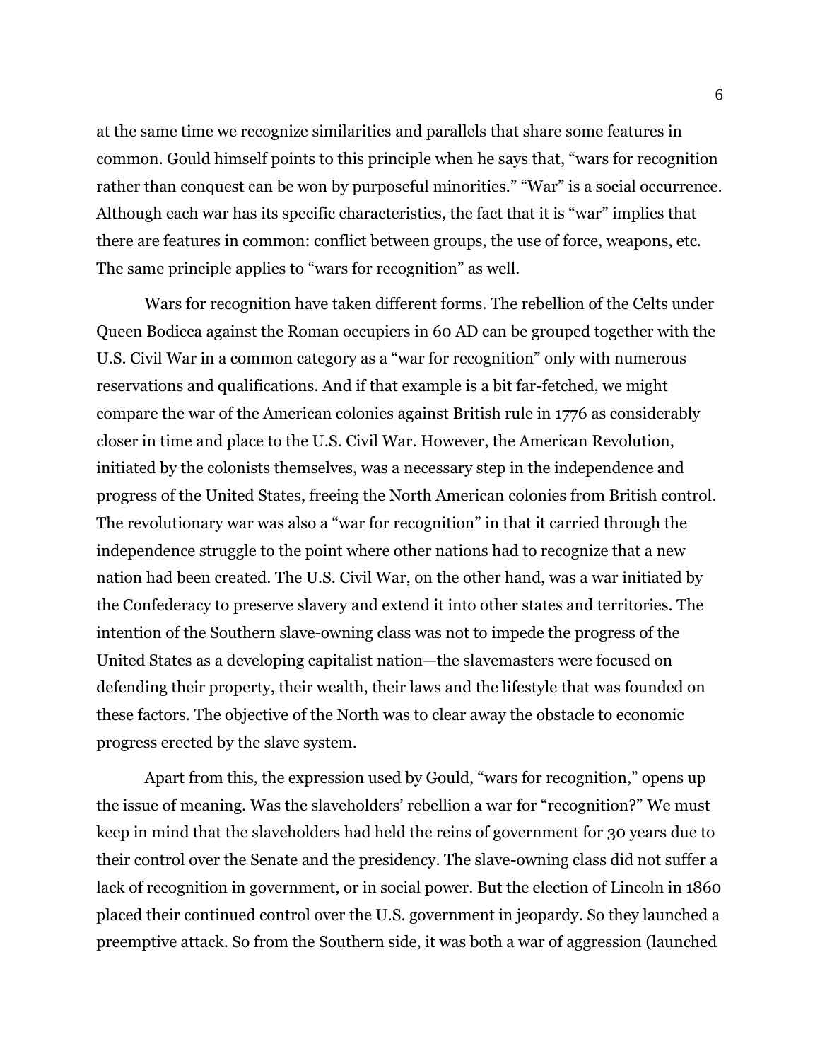at the same time we recognize similarities and parallels that share some features in common. Gould himself points to this principle when he says that, "wars for recognition rather than conquest can be won by purposeful minorities." "War" is a social occurrence. Although each war has its specific characteristics, the fact that it is "war" implies that there are features in common: conflict between groups, the use of force, weapons, etc. The same principle applies to "wars for recognition" as well.

Wars for recognition have taken different forms. The rebellion of the Celts under Queen Bodicca against the Roman occupiers in 60 AD can be grouped together with the U.S. Civil War in a common category as a "war for recognition" only with numerous reservations and qualifications. And if that example is a bit far-fetched, we might compare the war of the American colonies against British rule in 1776 as considerably closer in time and place to the U.S. Civil War. However, the American Revolution, initiated by the colonists themselves, was a necessary step in the independence and progress of the United States, freeing the North American colonies from British control. The revolutionary war was also a "war for recognition" in that it carried through the independence struggle to the point where other nations had to recognize that a new nation had been created. The U.S. Civil War, on the other hand, was a war initiated by the Confederacy to preserve slavery and extend it into other states and territories. The intention of the Southern slave-owning class was not to impede the progress of the United States as a developing capitalist nation—the slavemasters were focused on defending their property, their wealth, their laws and the lifestyle that was founded on these factors. The objective of the North was to clear away the obstacle to economic progress erected by the slave system.

Apart from this, the expression used by Gould, "wars for recognition," opens up the issue of meaning. Was the slaveholders' rebellion a war for "recognition?" We must keep in mind that the slaveholders had held the reins of government for 30 years due to their control over the Senate and the presidency. The slave-owning class did not suffer a lack of recognition in government, or in social power. But the election of Lincoln in 1860 placed their continued control over the U.S. government in jeopardy. So they launched a preemptive attack. So from the Southern side, it was both a war of aggression (launched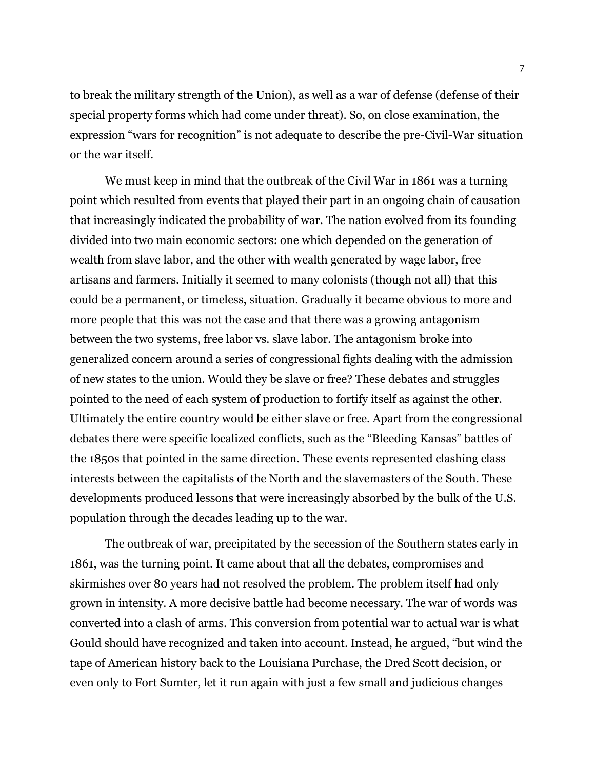to break the military strength of the Union), as well as a war of defense (defense of their special property forms which had come under threat). So, on close examination, the expression "wars for recognition" is not adequate to describe the pre-Civil-War situation or the war itself.

We must keep in mind that the outbreak of the Civil War in 1861 was a turning point which resulted from events that played their part in an ongoing chain of causation that increasingly indicated the probability of war. The nation evolved from its founding divided into two main economic sectors: one which depended on the generation of wealth from slave labor, and the other with wealth generated by wage labor, free artisans and farmers. Initially it seemed to many colonists (though not all) that this could be a permanent, or timeless, situation. Gradually it became obvious to more and more people that this was not the case and that there was a growing antagonism between the two systems, free labor vs. slave labor. The antagonism broke into generalized concern around a series of congressional fights dealing with the admission of new states to the union. Would they be slave or free? These debates and struggles pointed to the need of each system of production to fortify itself as against the other. Ultimately the entire country would be either slave or free. Apart from the congressional debates there were specific localized conflicts, such as the "Bleeding Kansas" battles of the 1850s that pointed in the same direction. These events represented clashing class interests between the capitalists of the North and the slavemasters of the South. These developments produced lessons that were increasingly absorbed by the bulk of the U.S. population through the decades leading up to the war.

The outbreak of war, precipitated by the secession of the Southern states early in 1861, was the turning point. It came about that all the debates, compromises and skirmishes over 80 years had not resolved the problem. The problem itself had only grown in intensity. A more decisive battle had become necessary. The war of words was converted into a clash of arms. This conversion from potential war to actual war is what Gould should have recognized and taken into account. Instead, he argued, "but wind the tape of American history back to the Louisiana Purchase, the Dred Scott decision, or even only to Fort Sumter, let it run again with just a few small and judicious changes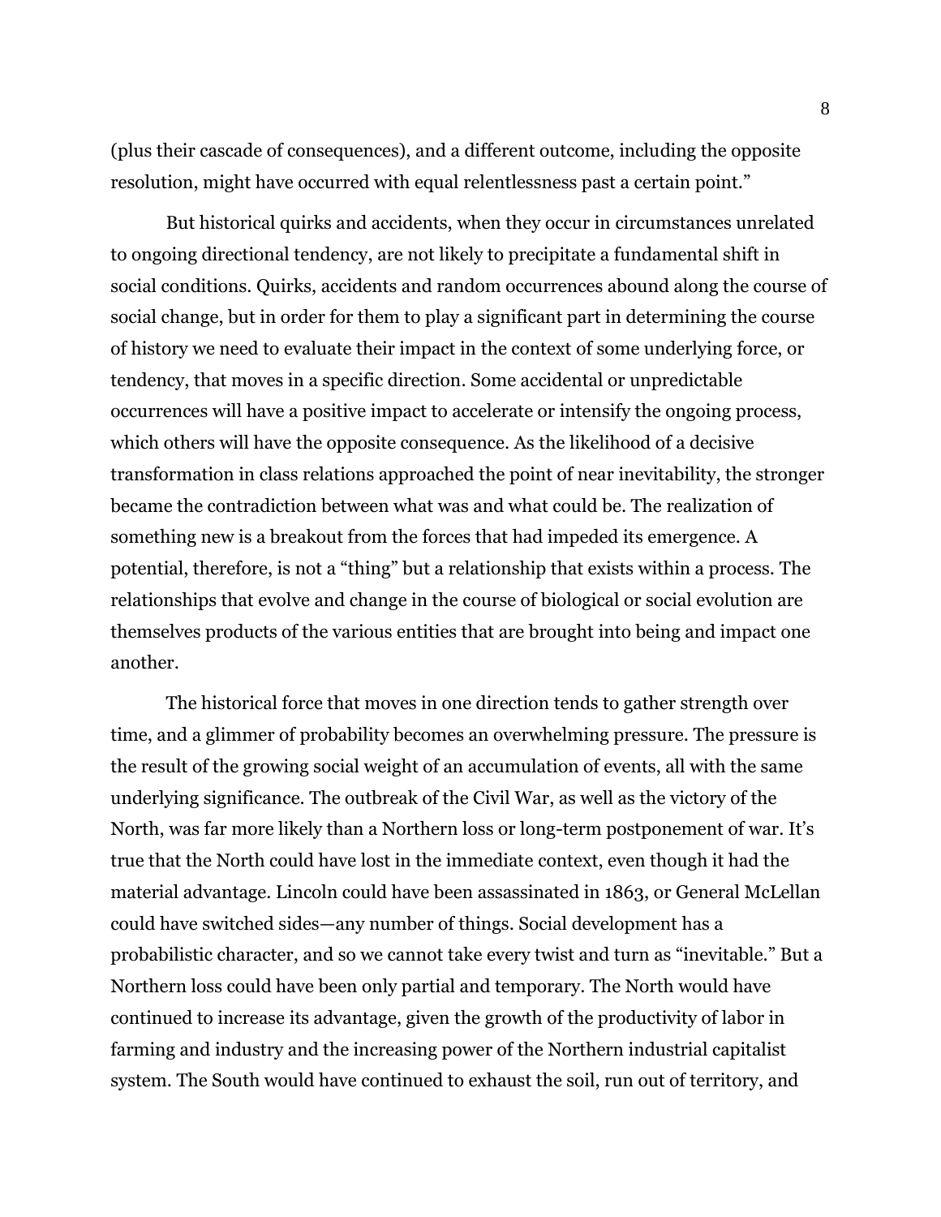(plus their cascade of consequences), and a different outcome, including the opposite resolution, might have occurred with equal relentlessness past a certain point."

But historical quirks and accidents, when they occur in circumstances unrelated to ongoing directional tendency, are not likely to precipitate a fundamental shift in social conditions. Quirks, accidents and random occurrences abound along the course of social change, but in order for them to play a significant part in determining the course of history we need to evaluate their impact in the context of some underlying force, or tendency, that moves in a specific direction. Some accidental or unpredictable occurrences will have a positive impact to accelerate or intensify the ongoing process, which others will have the opposite consequence. As the likelihood of a decisive transformation in class relations approached the point of near inevitability, the stronger became the contradiction between what was and what could be. The realization of something new is a breakout from the forces that had impeded its emergence. A potential, therefore, is not a "thing" but a relationship that exists within a process. The relationships that evolve and change in the course of biological or social evolution are themselves products of the various entities that are brought into being and impact one another.

The historical force that moves in one direction tends to gather strength over time, and a glimmer of probability becomes an overwhelming pressure. The pressure is the result of the growing social weight of an accumulation of events, all with the same underlying significance. The outbreak of the Civil War, as well as the victory of the North, was far more likely than a Northern loss or long-term postponement of war. It's true that the North could have lost in the immediate context, even though it had the material advantage. Lincoln could have been assassinated in 1863, or General McLellan could have switched sides—any number of things. Social development has a probabilistic character, and so we cannot take every twist and turn as "inevitable." But a Northern loss could have been only partial and temporary. The North would have continued to increase its advantage, given the growth of the productivity of labor in farming and industry and the increasing power of the Northern industrial capitalist system. The South would have continued to exhaust the soil, run out of territory, and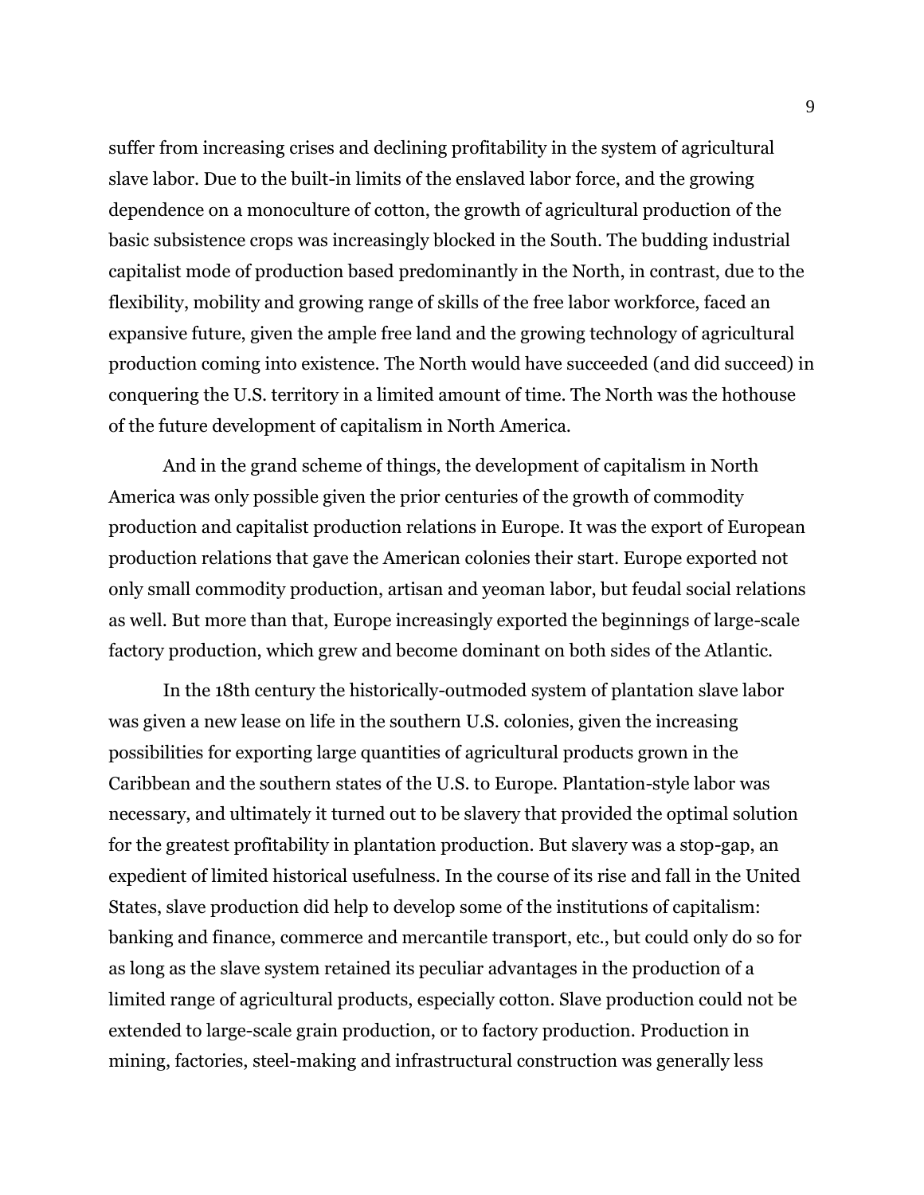suffer from increasing crises and declining profitability in the system of agricultural slave labor. Due to the built-in limits of the enslaved labor force, and the growing dependence on a monoculture of cotton, the growth of agricultural production of the basic subsistence crops was increasingly blocked in the South. The budding industrial capitalist mode of production based predominantly in the North, in contrast, due to the flexibility, mobility and growing range of skills of the free labor workforce, faced an expansive future, given the ample free land and the growing technology of agricultural production coming into existence. The North would have succeeded (and did succeed) in conquering the U.S. territory in a limited amount of time. The North was the hothouse of the future development of capitalism in North America.

And in the grand scheme of things, the development of capitalism in North America was only possible given the prior centuries of the growth of commodity production and capitalist production relations in Europe. It was the export of European production relations that gave the American colonies their start. Europe exported not only small commodity production, artisan and yeoman labor, but feudal social relations as well. But more than that, Europe increasingly exported the beginnings of large-scale factory production, which grew and become dominant on both sides of the Atlantic.

In the 18th century the historically-outmoded system of plantation slave labor was given a new lease on life in the southern U.S. colonies, given the increasing possibilities for exporting large quantities of agricultural products grown in the Caribbean and the southern states of the U.S. to Europe. Plantation-style labor was necessary, and ultimately it turned out to be slavery that provided the optimal solution for the greatest profitability in plantation production. But slavery was a stop-gap, an expedient of limited historical usefulness. In the course of its rise and fall in the United States, slave production did help to develop some of the institutions of capitalism: banking and finance, commerce and mercantile transport, etc., but could only do so for as long as the slave system retained its peculiar advantages in the production of a limited range of agricultural products, especially cotton. Slave production could not be extended to large-scale grain production, or to factory production. Production in mining, factories, steel-making and infrastructural construction was generally less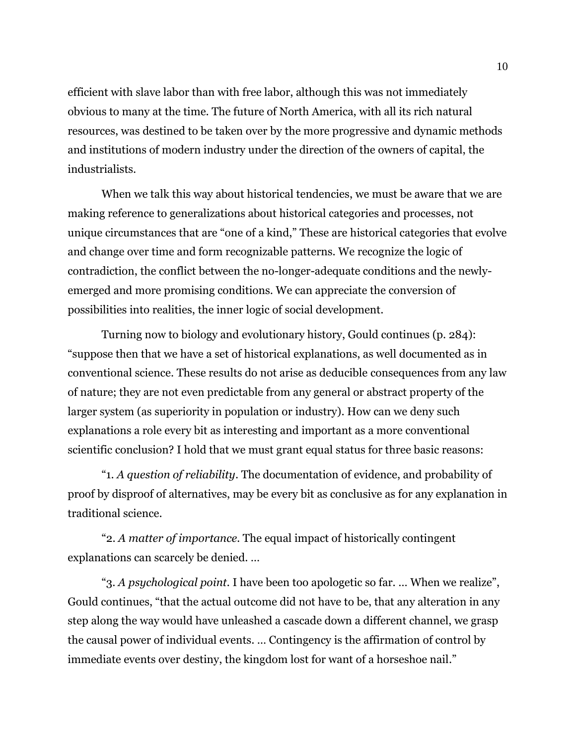efficient with slave labor than with free labor, although this was not immediately obvious to many at the time. The future of North America, with all its rich natural resources, was destined to be taken over by the more progressive and dynamic methods and institutions of modern industry under the direction of the owners of capital, the industrialists.

When we talk this way about historical tendencies, we must be aware that we are making reference to generalizations about historical categories and processes, not unique circumstances that are "one of a kind," These are historical categories that evolve and change over time and form recognizable patterns. We recognize the logic of contradiction, the conflict between the no-longer-adequate conditions and the newly-emerged and more promising conditions. We can appreciate the conversion of possibilities into realities, the inner logic of social development.

Turning now to biology and evolutionary history, Gould continues (p. 284): "suppose then that we have a set of historical explanations, as well documented as in conventional science. These results do not arise as deducible consequences from any law of nature; they are not even predictable from any general or abstract property of the larger system (as superiority in population or industry). How can we deny such explanations a role every bit as interesting and important as a more conventional scientific conclusion? I hold that we must grant equal status for three basic reasons:

"1. *A question of reliability*. The documentation of evidence, and probability of proof by disproof of alternatives, may be every bit as conclusive as for any explanation in traditional science.

"2. *A matter of importance*. The equal impact of historically contingent explanations can scarcely be denied. …

"3. *A psychological point*. I have been too apologetic so far. … When we realize", Gould continues, "that the actual outcome did not have to be, that any alteration in any step along the way would have unleashed a cascade down a different channel, we grasp the causal power of individual events. … Contingency is the affirmation of control by immediate events over destiny, the kingdom lost for want of a horseshoe nail."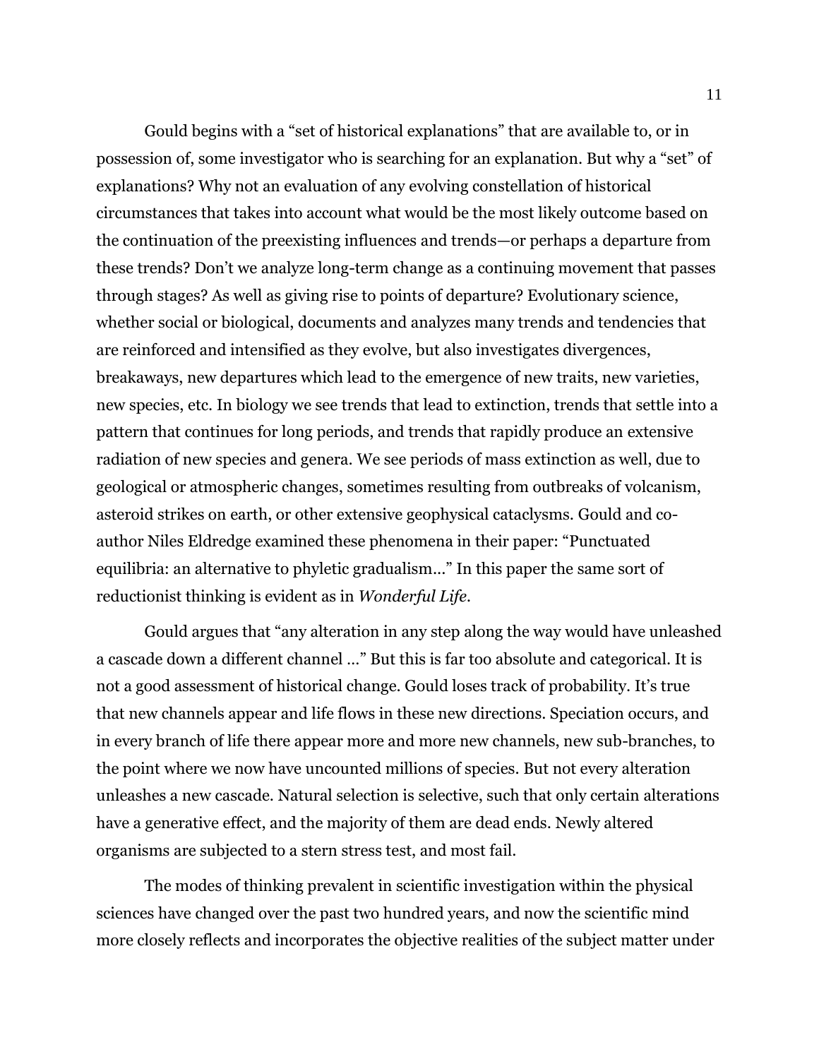Gould begins with a "set of historical explanations" that are available to, or in possession of, some investigator who is searching for an explanation. But why a "set" of explanations? Why not an evaluation of any evolving constellation of historical circumstances that takes into account what would be the most likely outcome based on the continuation of the preexisting influences and trends—or perhaps a departure from these trends? Don't we analyze long-term change as a continuing movement that passes through stages? As well as giving rise to points of departure? Evolutionary science, whether social or biological, documents and analyzes many trends and tendencies that are reinforced and intensified as they evolve, but also investigates divergences, breakaways, new departures which lead to the emergence of new traits, new varieties, new species, etc. In biology we see trends that lead to extinction, trends that settle into a pattern that continues for long periods, and trends that rapidly produce an extensive radiation of new species and genera. We see periods of mass extinction as well, due to geological or atmospheric changes, sometimes resulting from outbreaks of volcanism, asteroid strikes on earth, or other extensive geophysical cataclysms. Gould and co-author Niles Eldredge examined these phenomena in their paper: "Punctuated equilibria: an alternative to phyletic gradualism…" In this paper the same sort of reductionist thinking is evident as in *Wonderful Life*.

Gould argues that "any alteration in any step along the way would have unleashed a cascade down a different channel …" But this is far too absolute and categorical. It is not a good assessment of historical change. Gould loses track of probability. It's true that new channels appear and life flows in these new directions. Speciation occurs, and in every branch of life there appear more and more new channels, new sub-branches, to the point where we now have uncounted millions of species. But not every alteration unleashes a new cascade. Natural selection is selective, such that only certain alterations have a generative effect, and the majority of them are dead ends. Newly altered organisms are subjected to a stern stress test, and most fail.

The modes of thinking prevalent in scientific investigation within the physical sciences have changed over the past two hundred years, and now the scientific mind more closely reflects and incorporates the objective realities of the subject matter under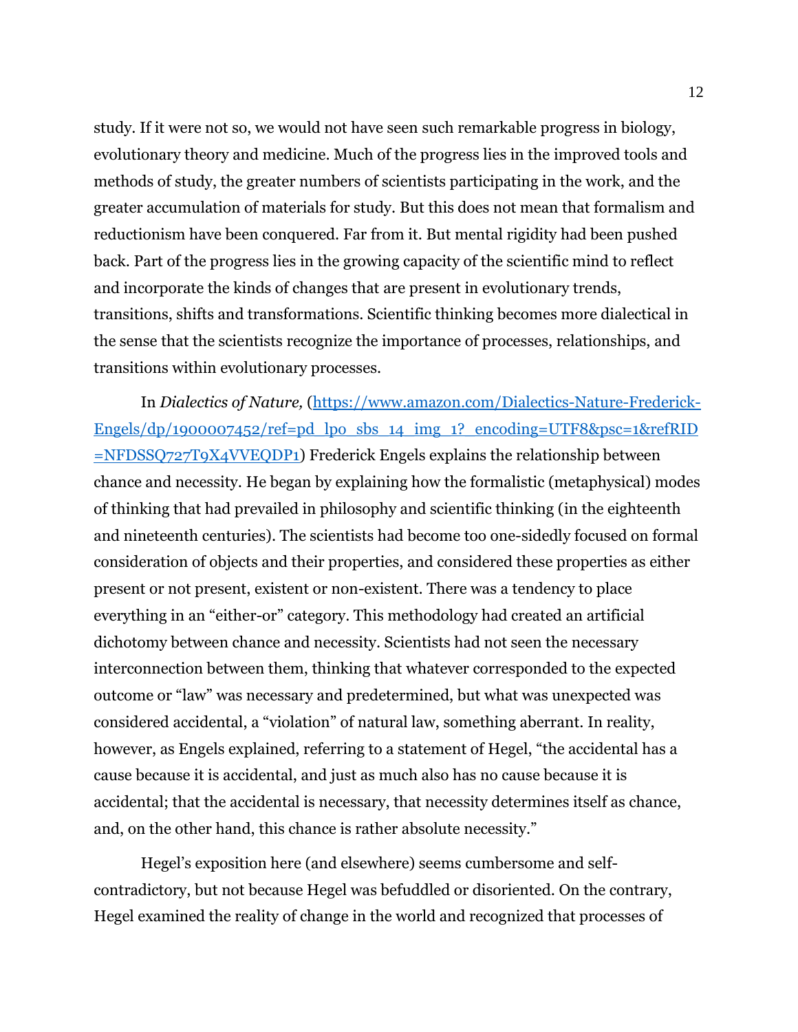study. If it were not so, we would not have seen such remarkable progress in biology, evolutionary theory and medicine. Much of the progress lies in the improved tools and methods of study, the greater numbers of scientists participating in the work, and the greater accumulation of materials for study. But this does not mean that formalism and reductionism have been conquered. Far from it. But mental rigidity had been pushed back. Part of the progress lies in the growing capacity of the scientific mind to reflect and incorporate the kinds of changes that are present in evolutionary trends, transitions, shifts and transformations. Scientific thinking becomes more dialectical in the sense that the scientists recognize the importance of processes, relationships, and transitions within evolutionary processes.

In *Dialectics of Nature,* (https://www.amazon.com/Dialectics-Nature-Frederick-Engels/dp/1900007452/ref=pd_lpo_sbs_14_img_1?_encoding=UTF8&psc=1&refRID=NFDSSQ727T9X4VVEQDP1) Frederick Engels explains the relationship between chance and necessity. He began by explaining how the formalistic (metaphysical) modes of thinking that had prevailed in philosophy and scientific thinking (in the eighteenth and nineteenth centuries). The scientists had become too one-sidedly focused on formal consideration of objects and their properties, and considered these properties as either present or not present, existent or non-existent. There was a tendency to place everything in an "either-or" category. This methodology had created an artificial dichotomy between chance and necessity. Scientists had not seen the necessary interconnection between them, thinking that whatever corresponded to the expected outcome or "law" was necessary and predetermined, but what was unexpected was considered accidental, a "violation" of natural law, something aberrant. In reality, however, as Engels explained, referring to a statement of Hegel, "the accidental has a cause because it is accidental, and just as much also has no cause because it is accidental; that the accidental is necessary, that necessity determines itself as chance, and, on the other hand, this chance is rather absolute necessity."

Hegel's exposition here (and elsewhere) seems cumbersome and self-contradictory, but not because Hegel was befuddled or disoriented. On the contrary, Hegel examined the reality of change in the world and recognized that processes of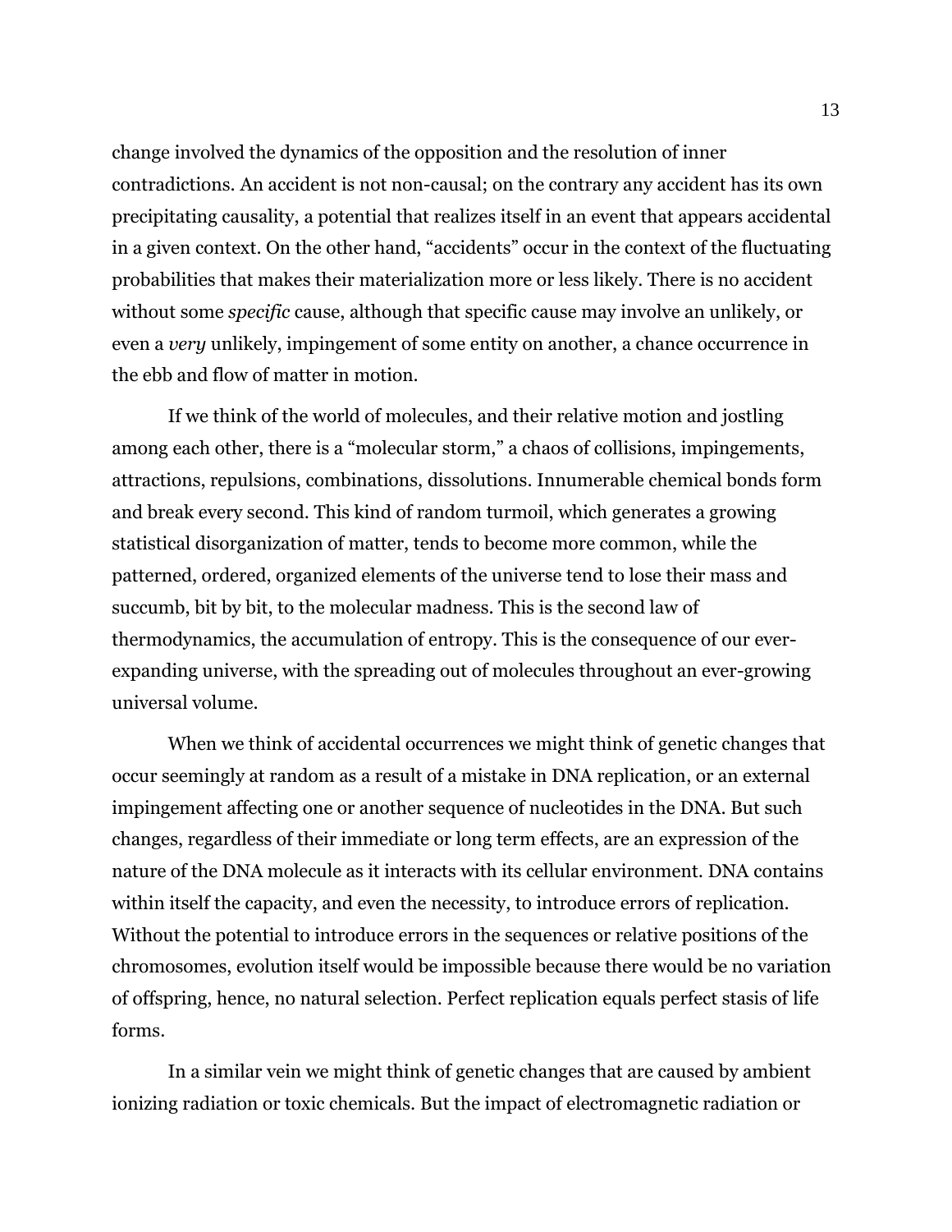change involved the dynamics of the opposition and the resolution of inner contradictions. An accident is not non-causal; on the contrary any accident has its own precipitating causality, a potential that realizes itself in an event that appears accidental in a given context. On the other hand, "accidents" occur in the context of the fluctuating probabilities that makes their materialization more or less likely. There is no accident without some *specific* cause, although that specific cause may involve an unlikely, or even a *very* unlikely, impingement of some entity on another, a chance occurrence in the ebb and flow of matter in motion.

If we think of the world of molecules, and their relative motion and jostling among each other, there is a "molecular storm," a chaos of collisions, impingements, attractions, repulsions, combinations, dissolutions. Innumerable chemical bonds form and break every second. This kind of random turmoil, which generates a growing statistical disorganization of matter, tends to become more common, while the patterned, ordered, organized elements of the universe tend to lose their mass and succumb, bit by bit, to the molecular madness. This is the second law of thermodynamics, the accumulation of entropy. This is the consequence of our ever-expanding universe, with the spreading out of molecules throughout an ever-growing universal volume.

When we think of accidental occurrences we might think of genetic changes that occur seemingly at random as a result of a mistake in DNA replication, or an external impingement affecting one or another sequence of nucleotides in the DNA. But such changes, regardless of their immediate or long term effects, are an expression of the nature of the DNA molecule as it interacts with its cellular environment. DNA contains within itself the capacity, and even the necessity, to introduce errors of replication. Without the potential to introduce errors in the sequences or relative positions of the chromosomes, evolution itself would be impossible because there would be no variation of offspring, hence, no natural selection. Perfect replication equals perfect stasis of life forms.

In a similar vein we might think of genetic changes that are caused by ambient ionizing radiation or toxic chemicals. But the impact of electromagnetic radiation or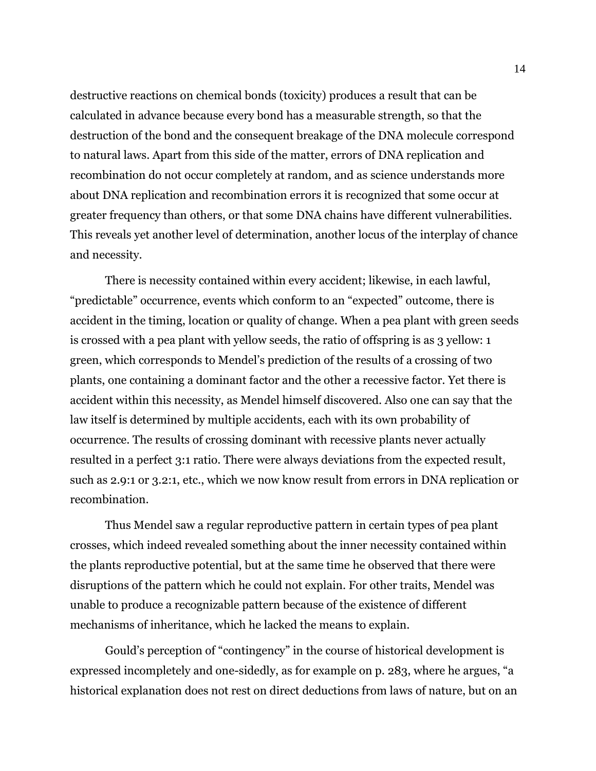destructive reactions on chemical bonds (toxicity) produces a result that can be calculated in advance because every bond has a measurable strength, so that the destruction of the bond and the consequent breakage of the DNA molecule correspond to natural laws. Apart from this side of the matter, errors of DNA replication and recombination do not occur completely at random, and as science understands more about DNA replication and recombination errors it is recognized that some occur at greater frequency than others, or that some DNA chains have different vulnerabilities. This reveals yet another level of determination, another locus of the interplay of chance and necessity.

There is necessity contained within every accident; likewise, in each lawful, "predictable" occurrence, events which conform to an "expected" outcome, there is accident in the timing, location or quality of change. When a pea plant with green seeds is crossed with a pea plant with yellow seeds, the ratio of offspring is as 3 yellow: 1 green, which corresponds to Mendel's prediction of the results of a crossing of two plants, one containing a dominant factor and the other a recessive factor. Yet there is accident within this necessity, as Mendel himself discovered. Also one can say that the law itself is determined by multiple accidents, each with its own probability of occurrence. The results of crossing dominant with recessive plants never actually resulted in a perfect 3:1 ratio. There were always deviations from the expected result, such as 2.9:1 or 3.2:1, etc., which we now know result from errors in DNA replication or recombination.

Thus Mendel saw a regular reproductive pattern in certain types of pea plant crosses, which indeed revealed something about the inner necessity contained within the plants reproductive potential, but at the same time he observed that there were disruptions of the pattern which he could not explain. For other traits, Mendel was unable to produce a recognizable pattern because of the existence of different mechanisms of inheritance, which he lacked the means to explain.

Gould's perception of "contingency" in the course of historical development is expressed incompletely and one-sidedly, as for example on p. 283, where he argues, "a historical explanation does not rest on direct deductions from laws of nature, but on an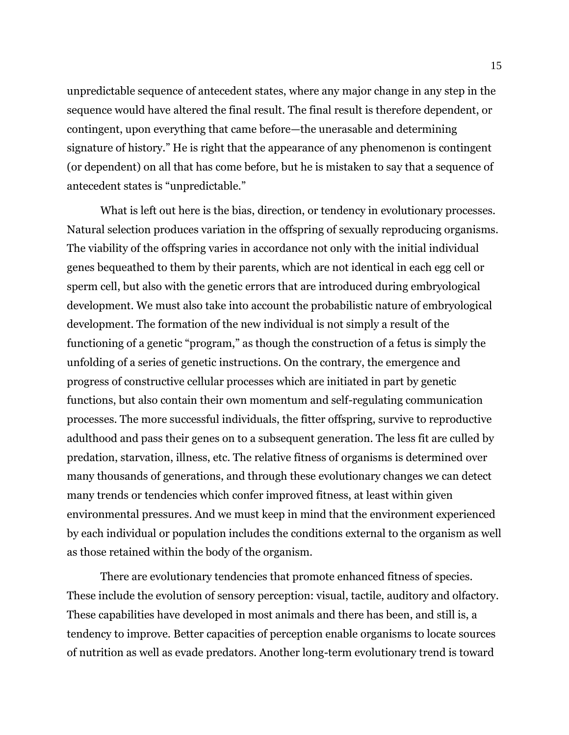unpredictable sequence of antecedent states, where any major change in any step in the sequence would have altered the final result. The final result is therefore dependent, or contingent, upon everything that came before—the unerasable and determining signature of history." He is right that the appearance of any phenomenon is contingent (or dependent) on all that has come before, but he is mistaken to say that a sequence of antecedent states is "unpredictable."

What is left out here is the bias, direction, or tendency in evolutionary processes. Natural selection produces variation in the offspring of sexually reproducing organisms. The viability of the offspring varies in accordance not only with the initial individual genes bequeathed to them by their parents, which are not identical in each egg cell or sperm cell, but also with the genetic errors that are introduced during embryological development. We must also take into account the probabilistic nature of embryological development. The formation of the new individual is not simply a result of the functioning of a genetic "program," as though the construction of a fetus is simply the unfolding of a series of genetic instructions. On the contrary, the emergence and progress of constructive cellular processes which are initiated in part by genetic functions, but also contain their own momentum and self-regulating communication processes. The more successful individuals, the fitter offspring, survive to reproductive adulthood and pass their genes on to a subsequent generation. The less fit are culled by predation, starvation, illness, etc. The relative fitness of organisms is determined over many thousands of generations, and through these evolutionary changes we can detect many trends or tendencies which confer improved fitness, at least within given environmental pressures. And we must keep in mind that the environment experienced by each individual or population includes the conditions external to the organism as well as those retained within the body of the organism.

There are evolutionary tendencies that promote enhanced fitness of species. These include the evolution of sensory perception: visual, tactile, auditory and olfactory. These capabilities have developed in most animals and there has been, and still is, a tendency to improve. Better capacities of perception enable organisms to locate sources of nutrition as well as evade predators. Another long-term evolutionary trend is toward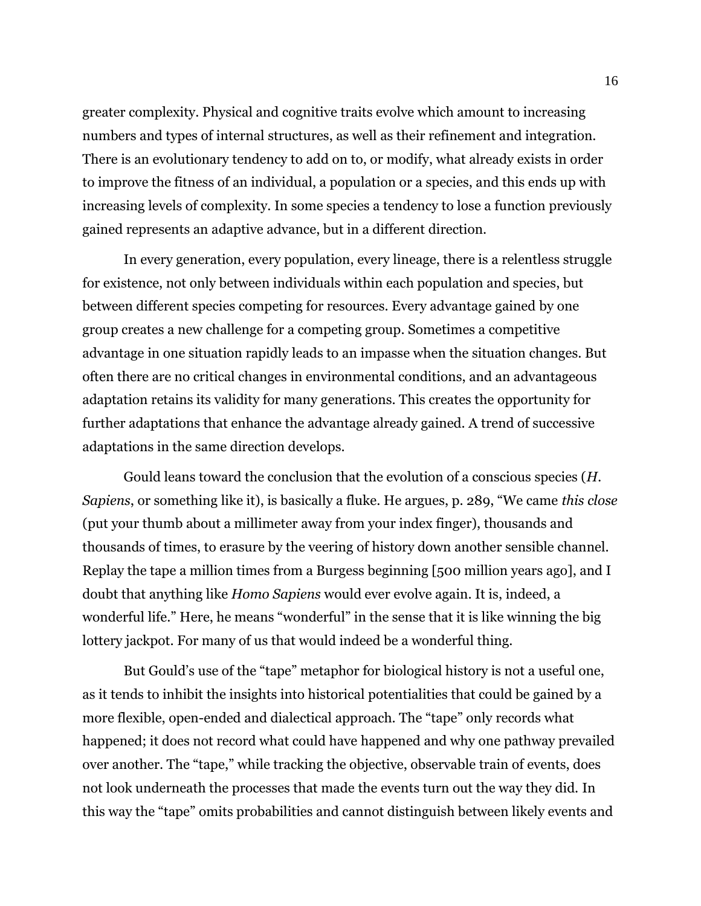greater complexity. Physical and cognitive traits evolve which amount to increasing numbers and types of internal structures, as well as their refinement and integration. There is an evolutionary tendency to add on to, or modify, what already exists in order to improve the fitness of an individual, a population or a species, and this ends up with increasing levels of complexity. In some species a tendency to lose a function previously gained represents an adaptive advance, but in a different direction.

In every generation, every population, every lineage, there is a relentless struggle for existence, not only between individuals within each population and species, but between different species competing for resources. Every advantage gained by one group creates a new challenge for a competing group. Sometimes a competitive advantage in one situation rapidly leads to an impasse when the situation changes. But often there are no critical changes in environmental conditions, and an advantageous adaptation retains its validity for many generations. This creates the opportunity for further adaptations that enhance the advantage already gained. A trend of successive adaptations in the same direction develops.

Gould leans toward the conclusion that the evolution of a conscious species (*H. Sapiens*, or something like it), is basically a fluke. He argues, p. 289, "We came *this close* (put your thumb about a millimeter away from your index finger), thousands and thousands of times, to erasure by the veering of history down another sensible channel. Replay the tape a million times from a Burgess beginning [500 million years ago], and I doubt that anything like *Homo Sapiens* would ever evolve again. It is, indeed, a wonderful life." Here, he means "wonderful" in the sense that it is like winning the big lottery jackpot. For many of us that would indeed be a wonderful thing.

But Gould's use of the "tape" metaphor for biological history is not a useful one, as it tends to inhibit the insights into historical potentialities that could be gained by a more flexible, open-ended and dialectical approach. The "tape" only records what happened; it does not record what could have happened and why one pathway prevailed over another. The "tape," while tracking the objective, observable train of events, does not look underneath the processes that made the events turn out the way they did. In this way the "tape" omits probabilities and cannot distinguish between likely events and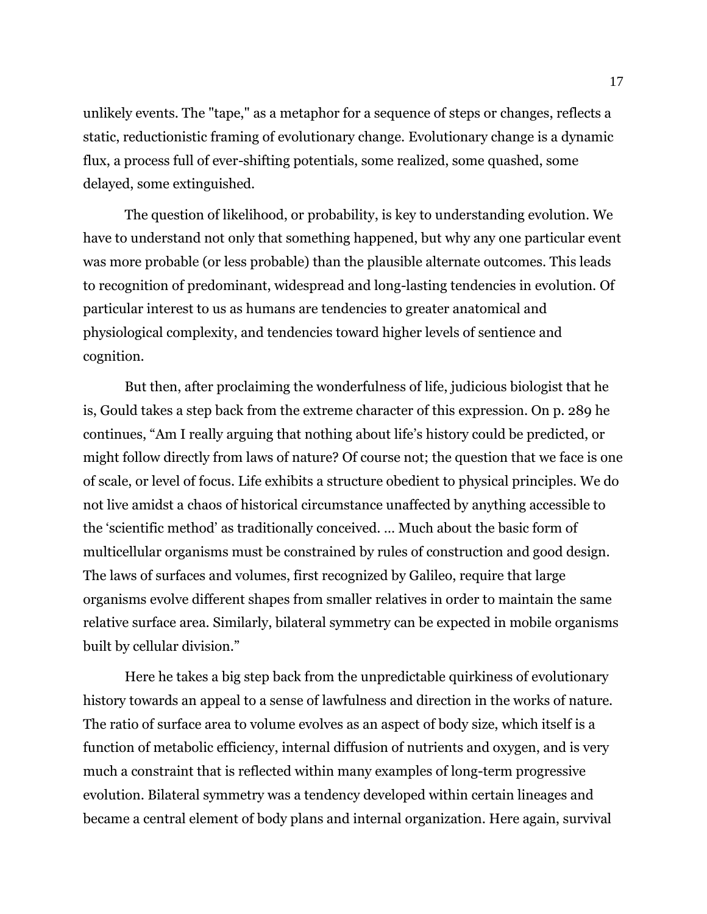unlikely events. The "tape," as a metaphor for a sequence of steps or changes, reflects a static, reductionistic framing of evolutionary change. Evolutionary change is a dynamic flux, a process full of ever-shifting potentials, some realized, some quashed, some delayed, some extinguished.

The question of likelihood, or probability, is key to understanding evolution. We have to understand not only that something happened, but why any one particular event was more probable (or less probable) than the plausible alternate outcomes. This leads to recognition of predominant, widespread and long-lasting tendencies in evolution. Of particular interest to us as humans are tendencies to greater anatomical and physiological complexity, and tendencies toward higher levels of sentience and cognition.

But then, after proclaiming the wonderfulness of life, judicious biologist that he is, Gould takes a step back from the extreme character of this expression. On p. 289 he continues, "Am I really arguing that nothing about life's history could be predicted, or might follow directly from laws of nature? Of course not; the question that we face is one of scale, or level of focus. Life exhibits a structure obedient to physical principles. We do not live amidst a chaos of historical circumstance unaffected by anything accessible to the 'scientific method' as traditionally conceived. … Much about the basic form of multicellular organisms must be constrained by rules of construction and good design. The laws of surfaces and volumes, first recognized by Galileo, require that large organisms evolve different shapes from smaller relatives in order to maintain the same relative surface area. Similarly, bilateral symmetry can be expected in mobile organisms built by cellular division."

Here he takes a big step back from the unpredictable quirkiness of evolutionary history towards an appeal to a sense of lawfulness and direction in the works of nature. The ratio of surface area to volume evolves as an aspect of body size, which itself is a function of metabolic efficiency, internal diffusion of nutrients and oxygen, and is very much a constraint that is reflected within many examples of long-term progressive evolution. Bilateral symmetry was a tendency developed within certain lineages and became a central element of body plans and internal organization. Here again, survival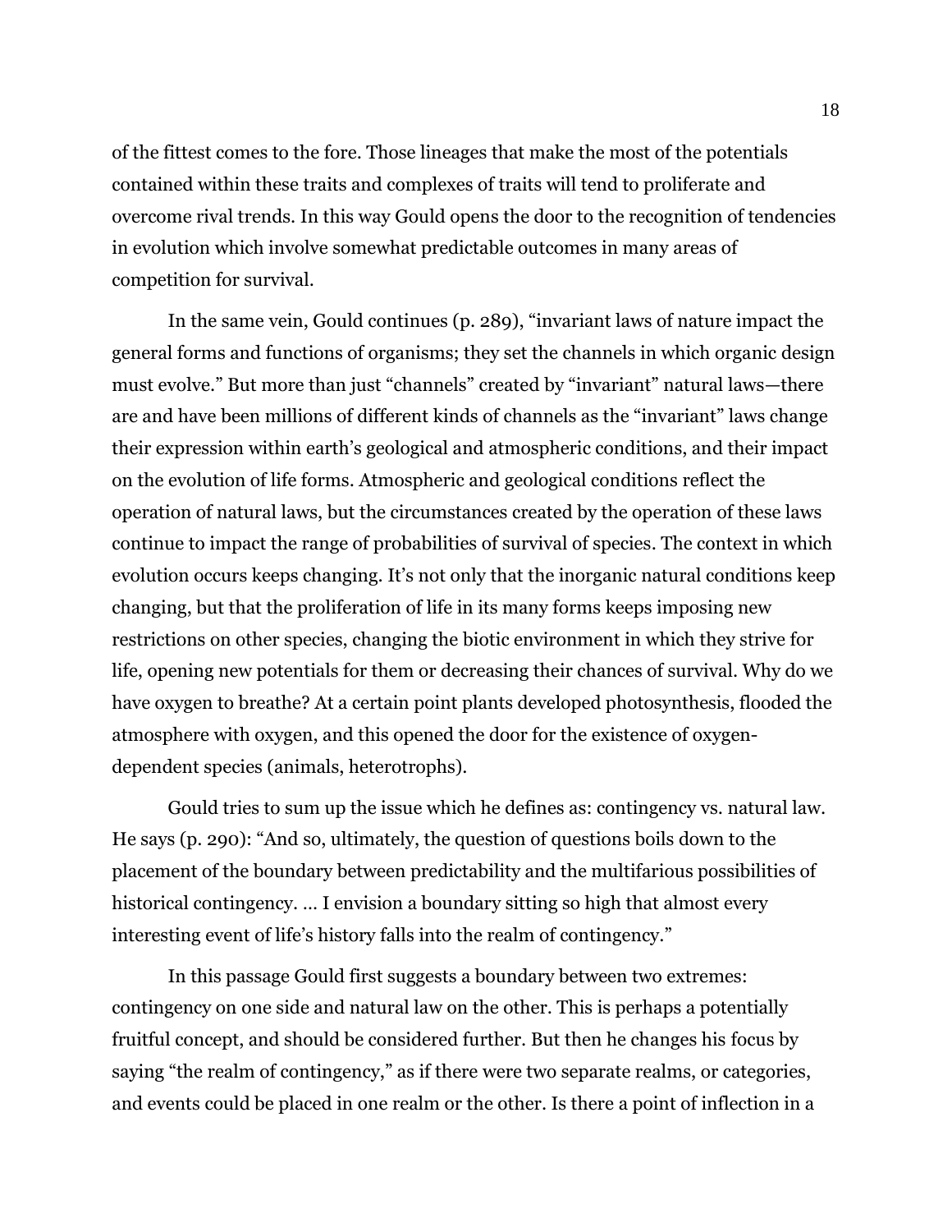of the fittest comes to the fore. Those lineages that make the most of the potentials contained within these traits and complexes of traits will tend to proliferate and overcome rival trends. In this way Gould opens the door to the recognition of tendencies in evolution which involve somewhat predictable outcomes in many areas of competition for survival.

In the same vein, Gould continues (p. 289), "invariant laws of nature impact the general forms and functions of organisms; they set the channels in which organic design must evolve." But more than just "channels" created by "invariant" natural laws—there are and have been millions of different kinds of channels as the "invariant" laws change their expression within earth's geological and atmospheric conditions, and their impact on the evolution of life forms. Atmospheric and geological conditions reflect the operation of natural laws, but the circumstances created by the operation of these laws continue to impact the range of probabilities of survival of species. The context in which evolution occurs keeps changing. It's not only that the inorganic natural conditions keep changing, but that the proliferation of life in its many forms keeps imposing new restrictions on other species, changing the biotic environment in which they strive for life, opening new potentials for them or decreasing their chances of survival. Why do we have oxygen to breathe? At a certain point plants developed photosynthesis, flooded the atmosphere with oxygen, and this opened the door for the existence of oxygen-dependent species (animals, heterotrophs).

Gould tries to sum up the issue which he defines as: contingency vs. natural law. He says (p. 290): "And so, ultimately, the question of questions boils down to the placement of the boundary between predictability and the multifarious possibilities of historical contingency. … I envision a boundary sitting so high that almost every interesting event of life's history falls into the realm of contingency."

In this passage Gould first suggests a boundary between two extremes: contingency on one side and natural law on the other. This is perhaps a potentially fruitful concept, and should be considered further. But then he changes his focus by saying "the realm of contingency," as if there were two separate realms, or categories, and events could be placed in one realm or the other. Is there a point of inflection in a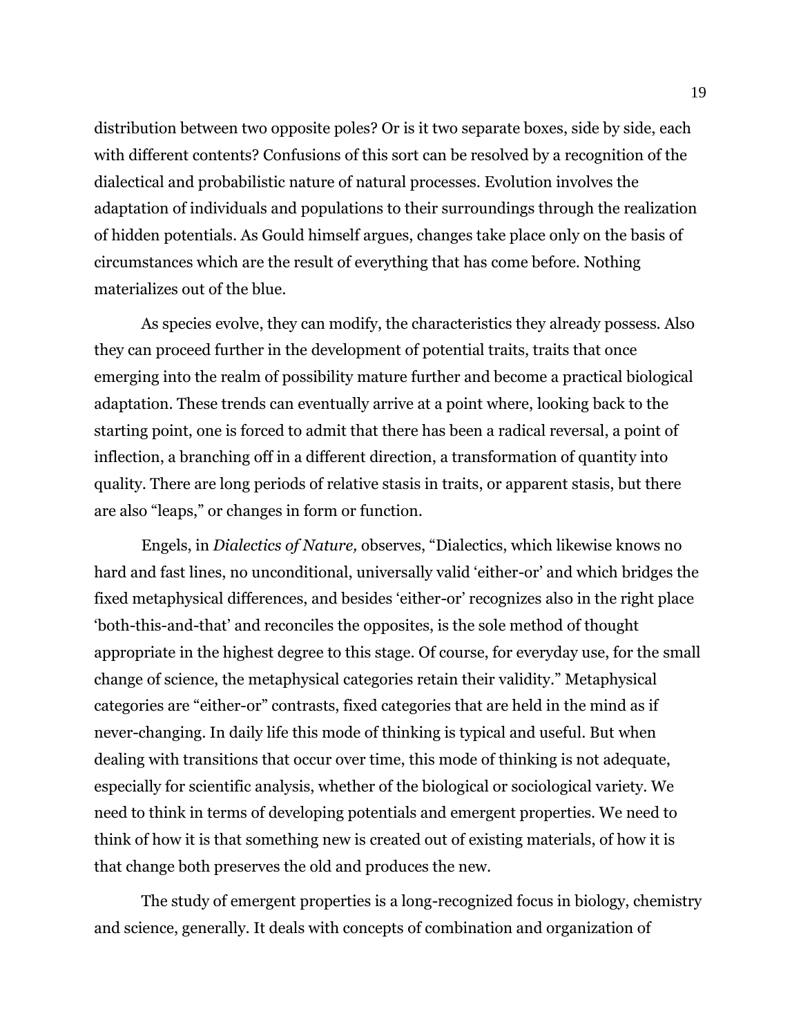distribution between two opposite poles? Or is it two separate boxes, side by side, each with different contents? Confusions of this sort can be resolved by a recognition of the dialectical and probabilistic nature of natural processes. Evolution involves the adaptation of individuals and populations to their surroundings through the realization of hidden potentials. As Gould himself argues, changes take place only on the basis of circumstances which are the result of everything that has come before. Nothing materializes out of the blue.

As species evolve, they can modify, the characteristics they already possess. Also they can proceed further in the development of potential traits, traits that once emerging into the realm of possibility mature further and become a practical biological adaptation. These trends can eventually arrive at a point where, looking back to the starting point, one is forced to admit that there has been a radical reversal, a point of inflection, a branching off in a different direction, a transformation of quantity into quality. There are long periods of relative stasis in traits, or apparent stasis, but there are also "leaps," or changes in form or function.

Engels, in *Dialectics of Nature,* observes, "Dialectics, which likewise knows no hard and fast lines, no unconditional, universally valid 'either-or' and which bridges the fixed metaphysical differences, and besides 'either-or' recognizes also in the right place 'both-this-and-that' and reconciles the opposites, is the sole method of thought appropriate in the highest degree to this stage. Of course, for everyday use, for the small change of science, the metaphysical categories retain their validity." Metaphysical categories are "either-or" contrasts, fixed categories that are held in the mind as if never-changing. In daily life this mode of thinking is typical and useful. But when dealing with transitions that occur over time, this mode of thinking is not adequate, especially for scientific analysis, whether of the biological or sociological variety. We need to think in terms of developing potentials and emergent properties. We need to think of how it is that something new is created out of existing materials, of how it is that change both preserves the old and produces the new.

The study of emergent properties is a long-recognized focus in biology, chemistry and science, generally. It deals with concepts of combination and organization of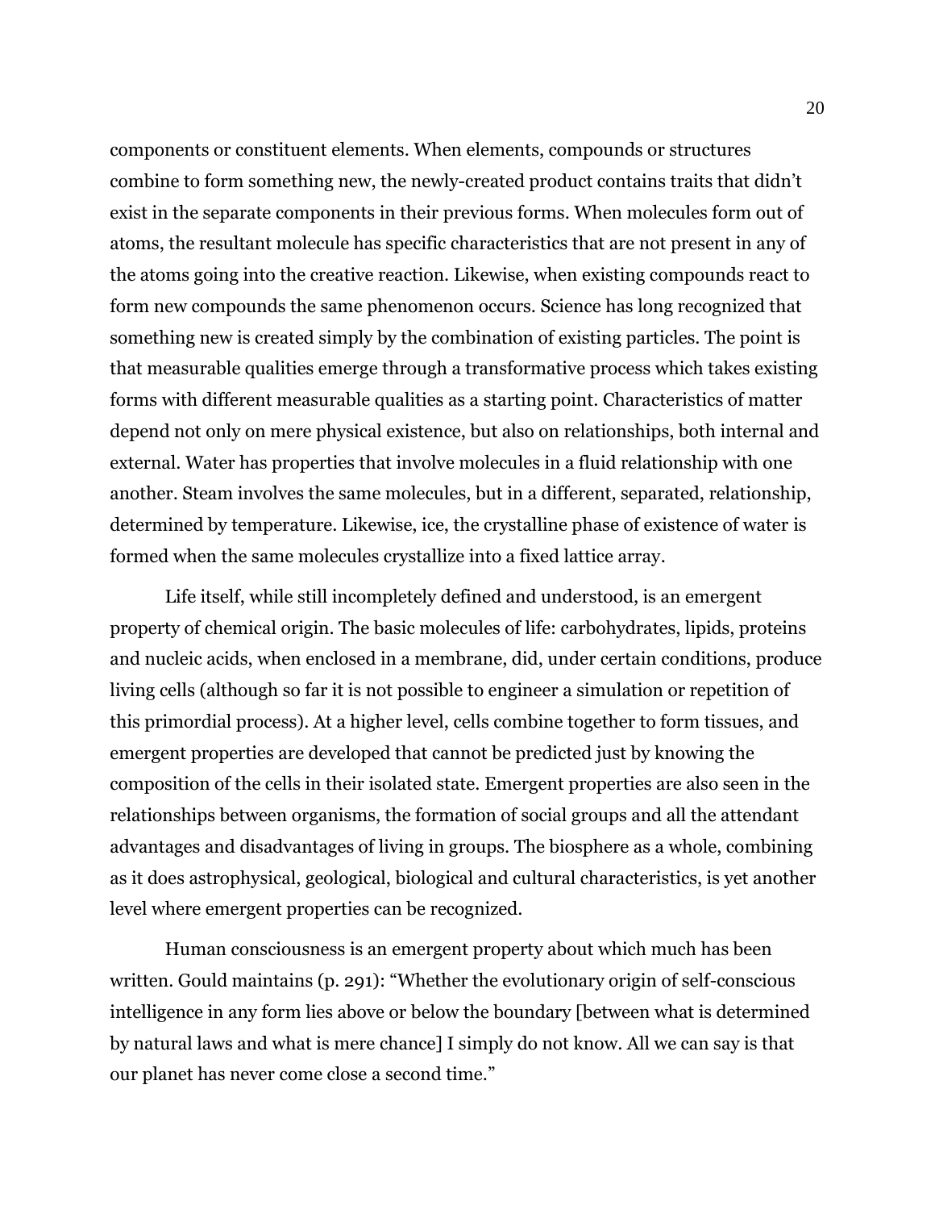components or constituent elements. When elements, compounds or structures combine to form something new, the newly-created product contains traits that didn't exist in the separate components in their previous forms. When molecules form out of atoms, the resultant molecule has specific characteristics that are not present in any of the atoms going into the creative reaction. Likewise, when existing compounds react to form new compounds the same phenomenon occurs. Science has long recognized that something new is created simply by the combination of existing particles. The point is that measurable qualities emerge through a transformative process which takes existing forms with different measurable qualities as a starting point. Characteristics of matter depend not only on mere physical existence, but also on relationships, both internal and external. Water has properties that involve molecules in a fluid relationship with one another. Steam involves the same molecules, but in a different, separated, relationship, determined by temperature. Likewise, ice, the crystalline phase of existence of water is formed when the same molecules crystallize into a fixed lattice array.

Life itself, while still incompletely defined and understood, is an emergent property of chemical origin. The basic molecules of life: carbohydrates, lipids, proteins and nucleic acids, when enclosed in a membrane, did, under certain conditions, produce living cells (although so far it is not possible to engineer a simulation or repetition of this primordial process). At a higher level, cells combine together to form tissues, and emergent properties are developed that cannot be predicted just by knowing the composition of the cells in their isolated state. Emergent properties are also seen in the relationships between organisms, the formation of social groups and all the attendant advantages and disadvantages of living in groups. The biosphere as a whole, combining as it does astrophysical, geological, biological and cultural characteristics, is yet another level where emergent properties can be recognized.

Human consciousness is an emergent property about which much has been written. Gould maintains (p. 291): "Whether the evolutionary origin of self-conscious intelligence in any form lies above or below the boundary [between what is determined by natural laws and what is mere chance] I simply do not know. All we can say is that our planet has never come close a second time."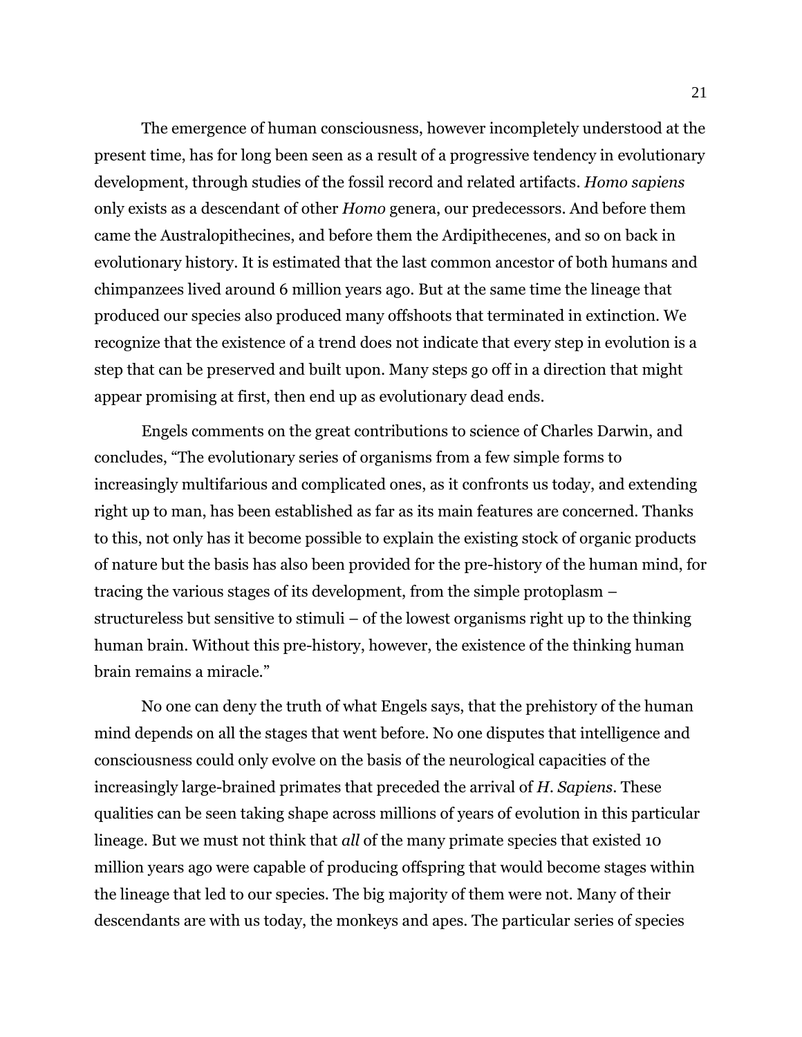The emergence of human consciousness, however incompletely understood at the present time, has for long been seen as a result of a progressive tendency in evolutionary development, through studies of the fossil record and related artifacts. *Homo sapiens* only exists as a descendant of other *Homo* genera, our predecessors. And before them came the Australopithecines, and before them the Ardipithecenes, and so on back in evolutionary history. It is estimated that the last common ancestor of both humans and chimpanzees lived around 6 million years ago. But at the same time the lineage that produced our species also produced many offshoots that terminated in extinction. We recognize that the existence of a trend does not indicate that every step in evolution is a step that can be preserved and built upon. Many steps go off in a direction that might appear promising at first, then end up as evolutionary dead ends.

Engels comments on the great contributions to science of Charles Darwin, and concludes, "The evolutionary series of organisms from a few simple forms to increasingly multifarious and complicated ones, as it confronts us today, and extending right up to man, has been established as far as its main features are concerned. Thanks to this, not only has it become possible to explain the existing stock of organic products of nature but the basis has also been provided for the pre-history of the human mind, for tracing the various stages of its development, from the simple protoplasm – structureless but sensitive to stimuli – of the lowest organisms right up to the thinking human brain. Without this pre-history, however, the existence of the thinking human brain remains a miracle."

No one can deny the truth of what Engels says, that the prehistory of the human mind depends on all the stages that went before. No one disputes that intelligence and consciousness could only evolve on the basis of the neurological capacities of the increasingly large-brained primates that preceded the arrival of *H. Sapiens*. These qualities can be seen taking shape across millions of years of evolution in this particular lineage. But we must not think that *all* of the many primate species that existed 10 million years ago were capable of producing offspring that would become stages within the lineage that led to our species. The big majority of them were not. Many of their descendants are with us today, the monkeys and apes. The particular series of species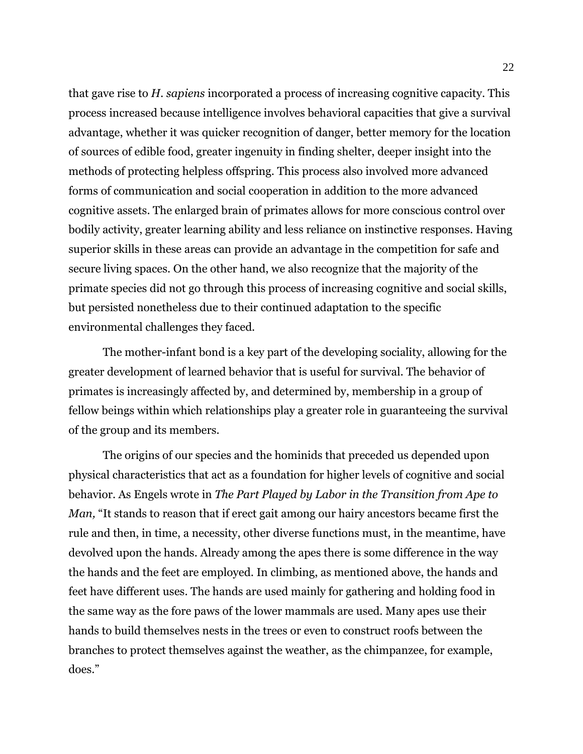that gave rise to *H. sapiens* incorporated a process of increasing cognitive capacity. This process increased because intelligence involves behavioral capacities that give a survival advantage, whether it was quicker recognition of danger, better memory for the location of sources of edible food, greater ingenuity in finding shelter, deeper insight into the methods of protecting helpless offspring. This process also involved more advanced forms of communication and social cooperation in addition to the more advanced cognitive assets. The enlarged brain of primates allows for more conscious control over bodily activity, greater learning ability and less reliance on instinctive responses. Having superior skills in these areas can provide an advantage in the competition for safe and secure living spaces. On the other hand, we also recognize that the majority of the primate species did not go through this process of increasing cognitive and social skills, but persisted nonetheless due to their continued adaptation to the specific environmental challenges they faced.

The mother-infant bond is a key part of the developing sociality, allowing for the greater development of learned behavior that is useful for survival. The behavior of primates is increasingly affected by, and determined by, membership in a group of fellow beings within which relationships play a greater role in guaranteeing the survival of the group and its members.

The origins of our species and the hominids that preceded us depended upon physical characteristics that act as a foundation for higher levels of cognitive and social behavior. As Engels wrote in *The Part Played by Labor in the Transition from Ape to Man,* "It stands to reason that if erect gait among our hairy ancestors became first the rule and then, in time, a necessity, other diverse functions must, in the meantime, have devolved upon the hands. Already among the apes there is some difference in the way the hands and the feet are employed. In climbing, as mentioned above, the hands and feet have different uses. The hands are used mainly for gathering and holding food in the same way as the fore paws of the lower mammals are used. Many apes use their hands to build themselves nests in the trees or even to construct roofs between the branches to protect themselves against the weather, as the chimpanzee, for example, does."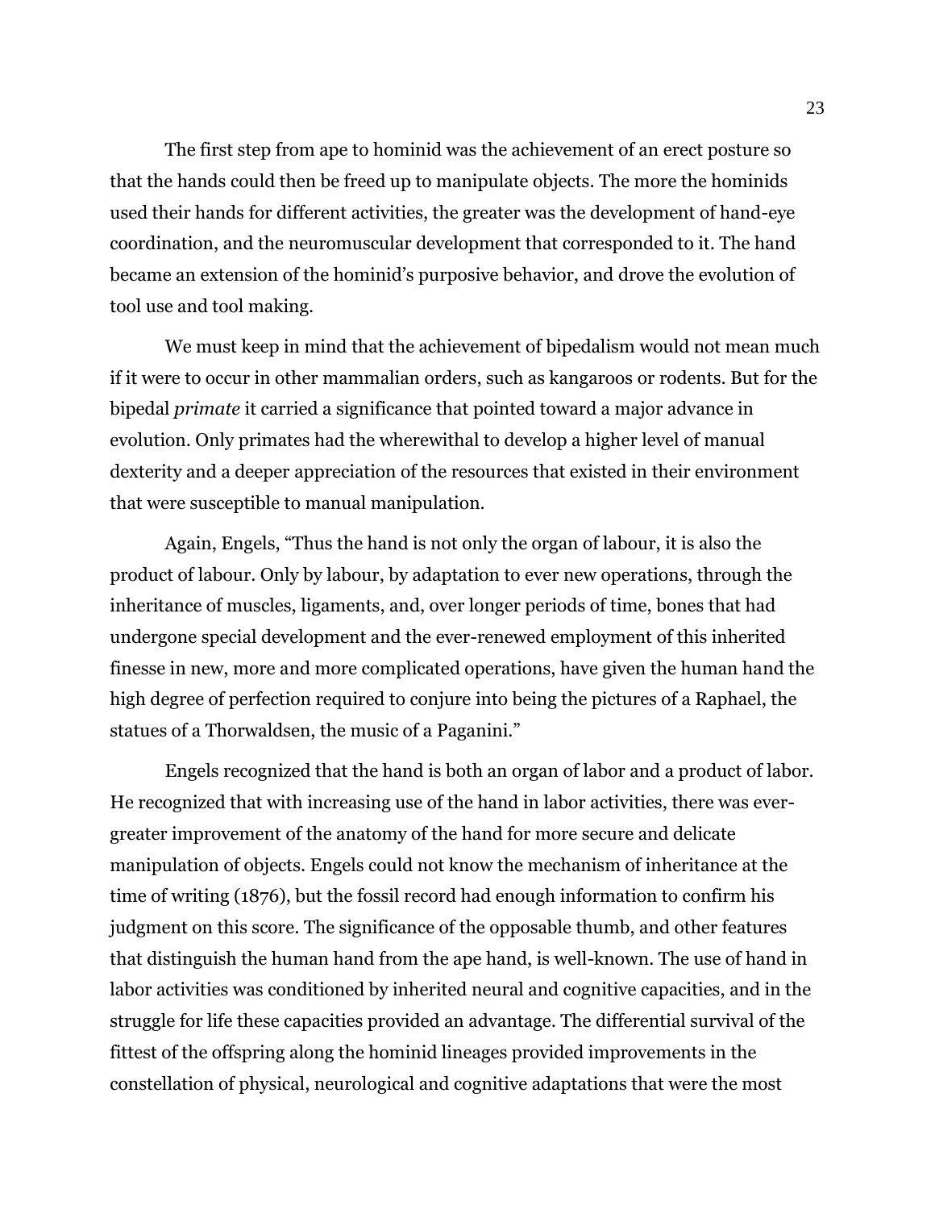The first step from ape to hominid was the achievement of an erect posture so that the hands could then be freed up to manipulate objects. The more the hominids used their hands for different activities, the greater was the development of hand-eye coordination, and the neuromuscular development that corresponded to it. The hand became an extension of the hominid's purposive behavior, and drove the evolution of tool use and tool making.

We must keep in mind that the achievement of bipedalism would not mean much if it were to occur in other mammalian orders, such as kangaroos or rodents. But for the bipedal *primate* it carried a significance that pointed toward a major advance in evolution. Only primates had the wherewithal to develop a higher level of manual dexterity and a deeper appreciation of the resources that existed in their environment that were susceptible to manual manipulation.

Again, Engels, "Thus the hand is not only the organ of labour, it is also the product of labour. Only by labour, by adaptation to ever new operations, through the inheritance of muscles, ligaments, and, over longer periods of time, bones that had undergone special development and the ever-renewed employment of this inherited finesse in new, more and more complicated operations, have given the human hand the high degree of perfection required to conjure into being the pictures of a Raphael, the statues of a Thorwaldsen, the music of a Paganini."

Engels recognized that the hand is both an organ of labor and a product of labor. He recognized that with increasing use of the hand in labor activities, there was ever-greater improvement of the anatomy of the hand for more secure and delicate manipulation of objects. Engels could not know the mechanism of inheritance at the time of writing (1876), but the fossil record had enough information to confirm his judgment on this score. The significance of the opposable thumb, and other features that distinguish the human hand from the ape hand, is well-known. The use of hand in labor activities was conditioned by inherited neural and cognitive capacities, and in the struggle for life these capacities provided an advantage. The differential survival of the fittest of the offspring along the hominid lineages provided improvements in the constellation of physical, neurological and cognitive adaptations that were the most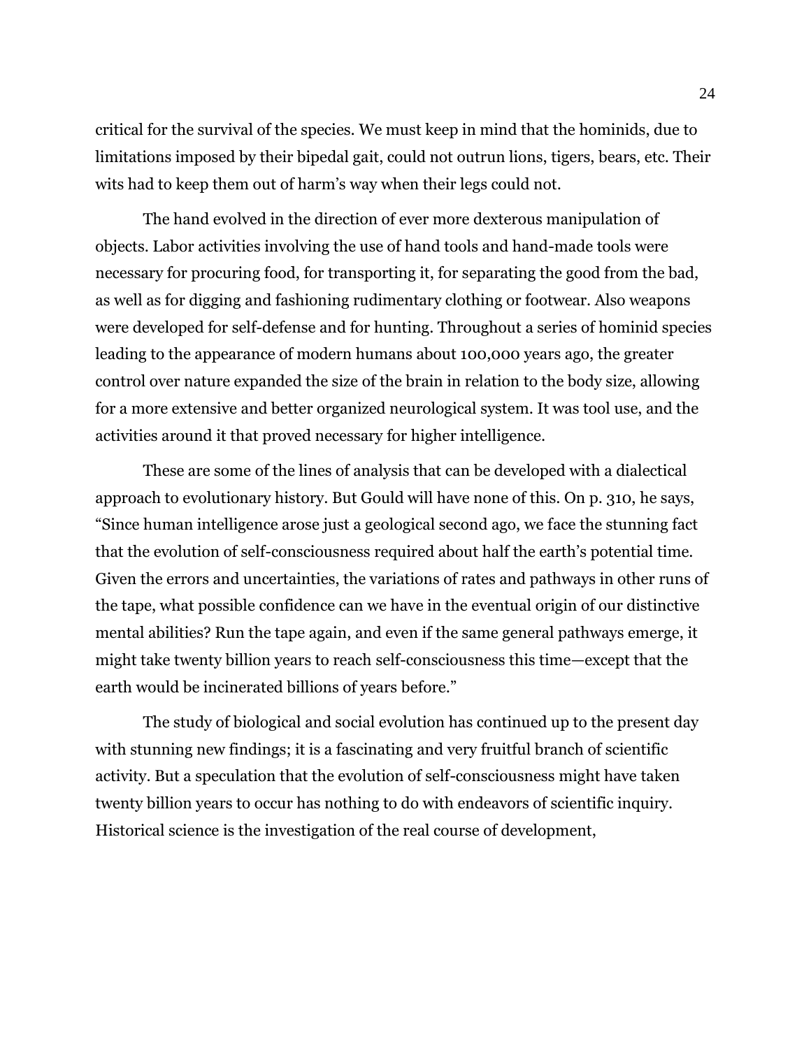critical for the survival of the species. We must keep in mind that the hominids, due to limitations imposed by their bipedal gait, could not outrun lions, tigers, bears, etc. Their wits had to keep them out of harm's way when their legs could not.

The hand evolved in the direction of ever more dexterous manipulation of objects. Labor activities involving the use of hand tools and hand-made tools were necessary for procuring food, for transporting it, for separating the good from the bad, as well as for digging and fashioning rudimentary clothing or footwear. Also weapons were developed for self-defense and for hunting. Throughout a series of hominid species leading to the appearance of modern humans about 100,000 years ago, the greater control over nature expanded the size of the brain in relation to the body size, allowing for a more extensive and better organized neurological system. It was tool use, and the activities around it that proved necessary for higher intelligence.

These are some of the lines of analysis that can be developed with a dialectical approach to evolutionary history. But Gould will have none of this. On p. 310, he says, "Since human intelligence arose just a geological second ago, we face the stunning fact that the evolution of self-consciousness required about half the earth's potential time. Given the errors and uncertainties, the variations of rates and pathways in other runs of the tape, what possible confidence can we have in the eventual origin of our distinctive mental abilities? Run the tape again, and even if the same general pathways emerge, it might take twenty billion years to reach self-consciousness this time—except that the earth would be incinerated billions of years before."

The study of biological and social evolution has continued up to the present day with stunning new findings; it is a fascinating and very fruitful branch of scientific activity. But a speculation that the evolution of self-consciousness might have taken twenty billion years to occur has nothing to do with endeavors of scientific inquiry. Historical science is the investigation of the real course of development,